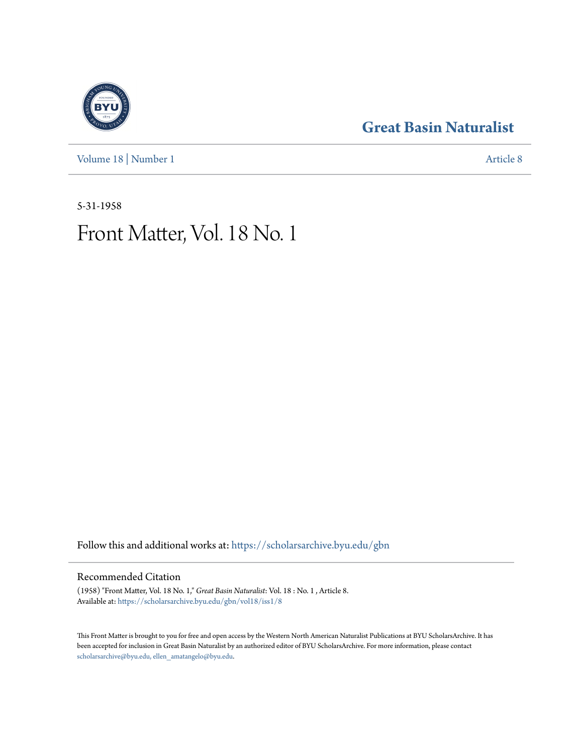# Great Basin Naturalist

Volume 18 | Number 1 Article 8

5-31-1958

# Front Matter, Vol. 18 No. 1

Follow this and additional works at: https://scholarsarchive.byu.edu/gbn

## Recommended Citation

(1958) "Front Matter, Vol. 18 No. 1," *Great Basin Naturalist*: Vol. 18 : No. 1 , Article 8.
Available at: https://scholarsarchive.byu.edu/gbn/vol18/iss1/8

This Front Matter is brought to you for free and open access by the Western North American Naturalist Publications at BYU ScholarsArchive. It has been accepted for inclusion in Great Basin Naturalist by an authorized editor of BYU ScholarsArchive. For more information, please contact scholarsarchive@byu.edu, ellen_amatangelo@byu.edu.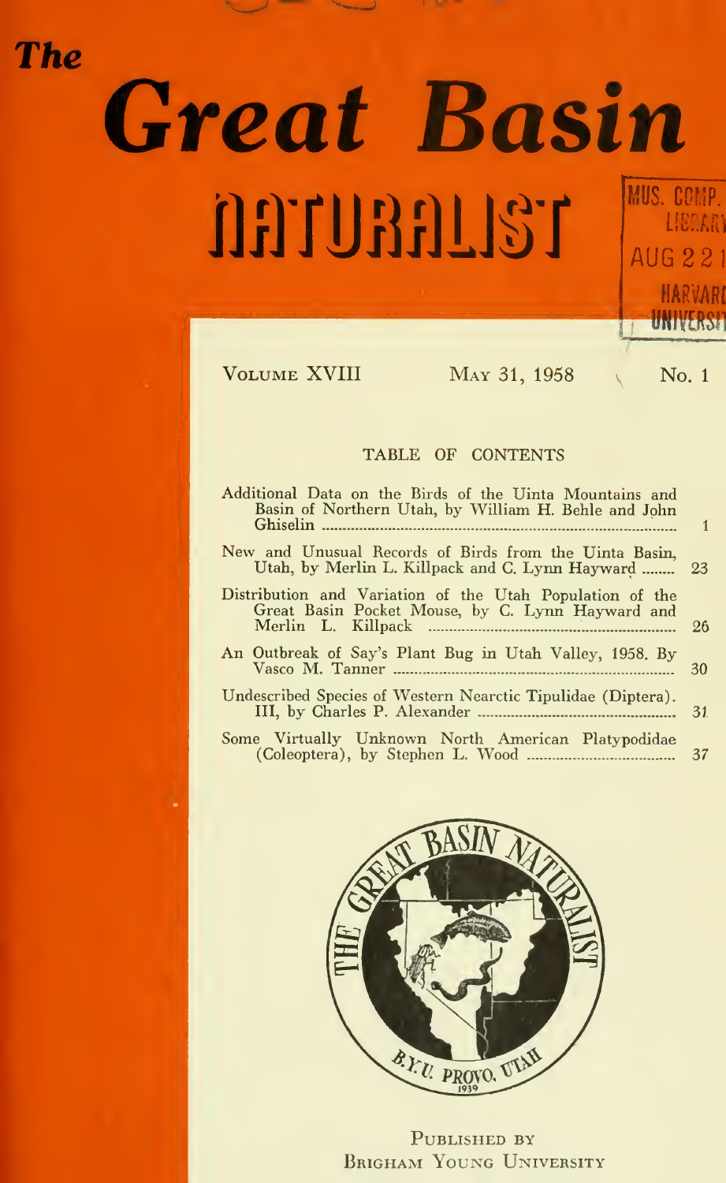# The Great Basin NATURALIST

VOLUME XVIII MAY 31, 1958 No. 1

## TABLE OF CONTENTS

| | |
|---|---|
| Additional Data on the Birds of the Uinta Mountains and Basin of Northern Utah, by William H. Behle and John Ghiselin | 1 |
| New and Unusual Records of Birds from the Uinta Basin, Utah, by Merlin L. Killpack and C. Lynn Hayward | 23 |
| Distribution and Variation of the Utah Population of the Great Basin Pocket Mouse, by C. Lynn Hayward and Merlin L. Killpack | 26 |
| An Outbreak of Say's Plant Bug in Utah Valley, 1958. By Vasco M. Tanner | 30 |
| Undescribed Species of Western Nearctic Tipulidae (Diptera). III, by Charles P. Alexander | 31 |
| Some Virtually Unknown North American Platypodidae (Coleoptera), by Stephen L. Wood | 37 |

PUBLISHED BY
BRIGHAM YOUNG UNIVERSITY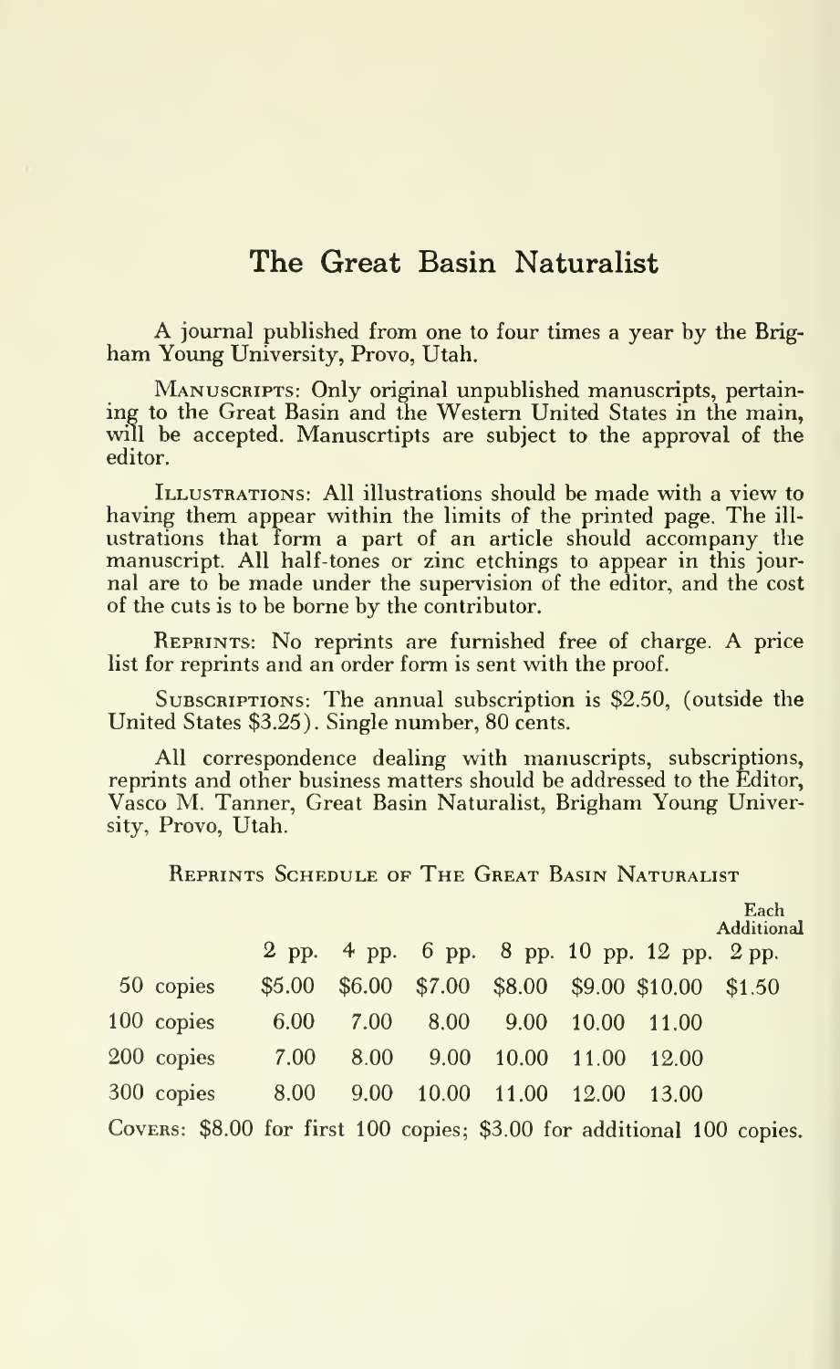# The Great Basin Naturalist

A journal published from one to four times a year by the Brigham Young University, Provo, Utah.

MANUSCRIPTS: Only original unpublished manuscripts, pertaining to the Great Basin and the Western United States in the main, will be accepted. Manuscrtipts are subject to the approval of the editor.

ILLUSTRATIONS: All illustrations should be made with a view to having them appear within the limits of the printed page. The illustrations that form a part of an article should accompany the manuscript. All half-tones or zinc etchings to appear in this journal are to be made under the supervision of the editor, and the cost of the cuts is to be borne by the contributor.

REPRINTS: No reprints are furnished free of charge. A price list for reprints and an order form is sent with the proof.

SUBSCRIPTIONS: The annual subscription is $2.50, (outside the United States $3.25). Single number, 80 cents.

All correspondence dealing with manuscripts, subscriptions, reprints and other business matters should be addressed to the Editor, Vasco M. Tanner, Great Basin Naturalist, Brigham Young University, Provo, Utah.

REPRINTS SCHEDULE OF THE GREAT BASIN NATURALIST

| | 2 pp. | 4 pp. | 6 pp. | 8 pp. | 10 pp. | 12 pp. | Each Additional 2 pp. |
|---|---|---|---|---|---|---|---|
| 50 copies | $5.00 | $6.00 | $7.00 | $8.00 | $9.00 | $10.00 | $1.50 |
| 100 copies | 6.00 | 7.00 | 8.00 | 9.00 | 10.00 | 11.00 | |
| 200 copies | 7.00 | 8.00 | 9.00 | 10.00 | 11.00 | 12.00 | |
| 300 copies | 8.00 | 9.00 | 10.00 | 11.00 | 12.00 | 13.00 | |

COVERS: $8.00 for first 100 copies; $3.00 for additional 100 copies.